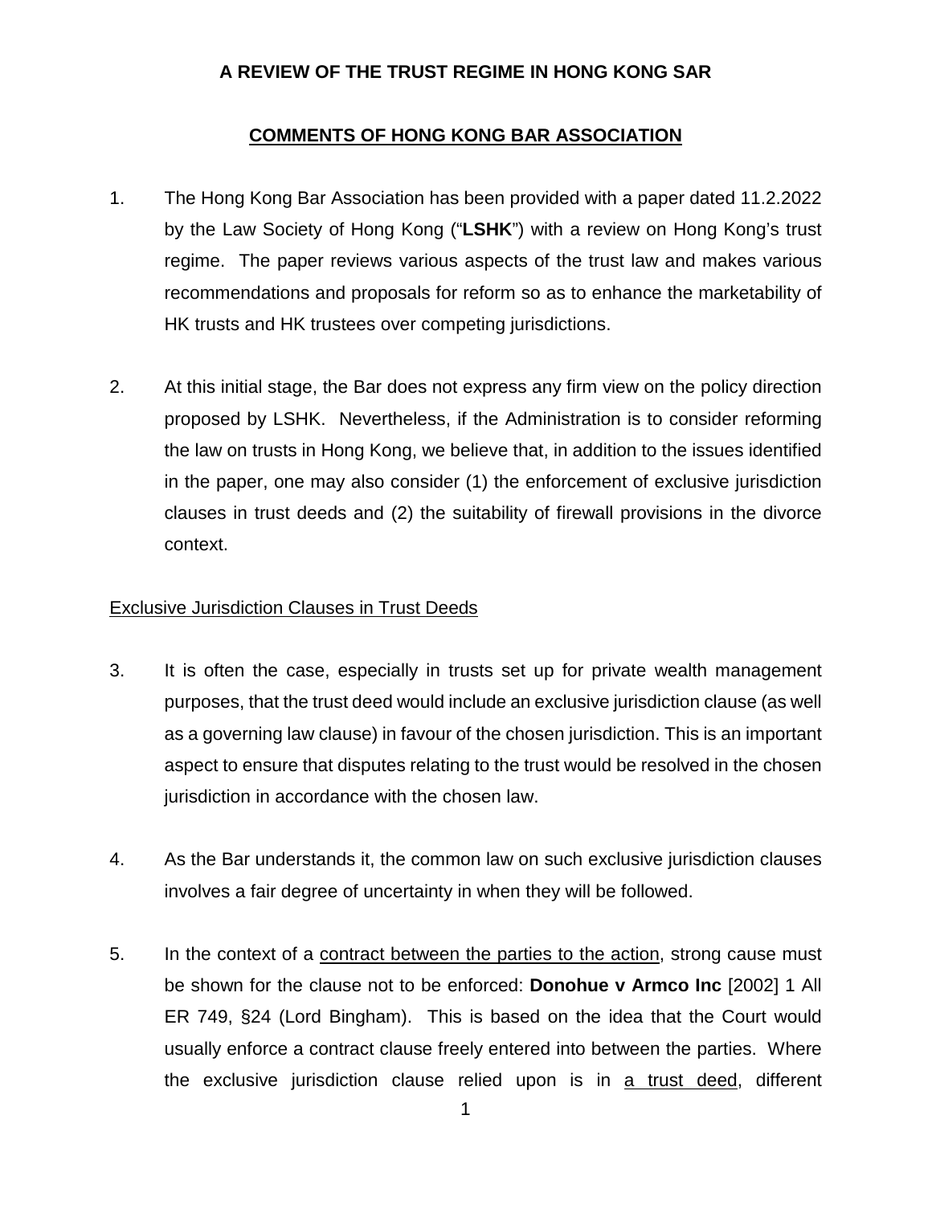**A REVIEW OF THE TRUST REGIME IN HONG KONG SAR**

**<u>COMMENTS OF HONG KONG BAR ASSOCIATION</u>**

1. The Hong Kong Bar Association has been provided with a paper dated 11.2.2022 by the Law Society of Hong Kong ("**LSHK**") with a review on Hong Kong's trust regime. The paper reviews various aspects of the trust law and makes various recommendations and proposals for reform so as to enhance the marketability of HK trusts and HK trustees over competing jurisdictions.

2. At this initial stage, the Bar does not express any firm view on the policy direction proposed by LSHK. Nevertheless, if the Administration is to consider reforming the law on trusts in Hong Kong, we believe that, in addition to the issues identified in the paper, one may also consider (1) the enforcement of exclusive jurisdiction clauses in trust deeds and (2) the suitability of firewall provisions in the divorce context.

<u>Exclusive Jurisdiction Clauses in Trust Deeds</u>

3. It is often the case, especially in trusts set up for private wealth management purposes, that the trust deed would include an exclusive jurisdiction clause (as well as a governing law clause) in favour of the chosen jurisdiction. This is an important aspect to ensure that disputes relating to the trust would be resolved in the chosen jurisdiction in accordance with the chosen law.

4. As the Bar understands it, the common law on such exclusive jurisdiction clauses involves a fair degree of uncertainty in when they will be followed.

5. In the context of a <u>contract between the parties to the action</u>, strong cause must be shown for the clause not to be enforced: **Donohue v Armco Inc** [2002] 1 All ER 749, §24 (Lord Bingham). This is based on the idea that the Court would usually enforce a contract clause freely entered into between the parties. Where the exclusive jurisdiction clause relied upon is in <u>a trust deed</u>, different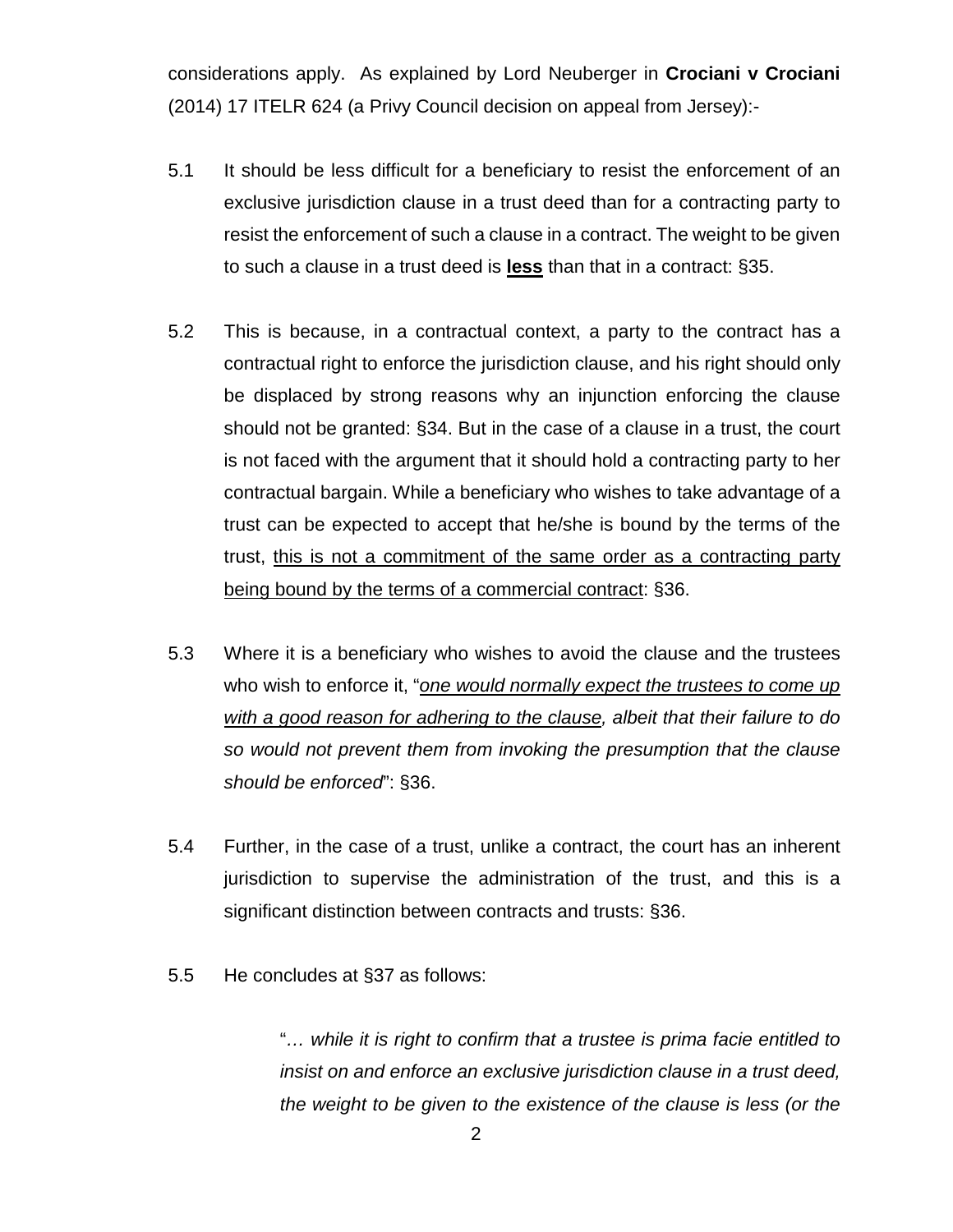considerations apply. As explained by Lord Neuberger in **Crociani v Crociani** (2014) 17 ITELR 624 (a Privy Council decision on appeal from Jersey):-

5.1 It should be less difficult for a beneficiary to resist the enforcement of an exclusive jurisdiction clause in a trust deed than for a contracting party to resist the enforcement of such a clause in a contract. The weight to be given to such a clause in a trust deed is **<u>less</u>** than that in a contract: §35.

5.2 This is because, in a contractual context, a party to the contract has a contractual right to enforce the jurisdiction clause, and his right should only be displaced by strong reasons why an injunction enforcing the clause should not be granted: §34. But in the case of a clause in a trust, the court is not faced with the argument that it should hold a contracting party to her contractual bargain. While a beneficiary who wishes to take advantage of a trust can be expected to accept that he/she is bound by the terms of the trust, <u>this is not a commitment of the same order as a contracting party being bound by the terms of a commercial contract</u>: §36.

5.3 Where it is a beneficiary who wishes to avoid the clause and the trustees who wish to enforce it, "*<u>one would normally expect the trustees to come up with a good reason for adhering to the clause</u>, albeit that their failure to do so would not prevent them from invoking the presumption that the clause should be enforced*": §36.

5.4 Further, in the case of a trust, unlike a contract, the court has an inherent jurisdiction to supervise the administration of the trust, and this is a significant distinction between contracts and trusts: §36.

5.5 He concludes at §37 as follows:

> "*… while it is right to confirm that a trustee is prima facie entitled to insist on and enforce an exclusive jurisdiction clause in a trust deed, the weight to be given to the existence of the clause is less (or the*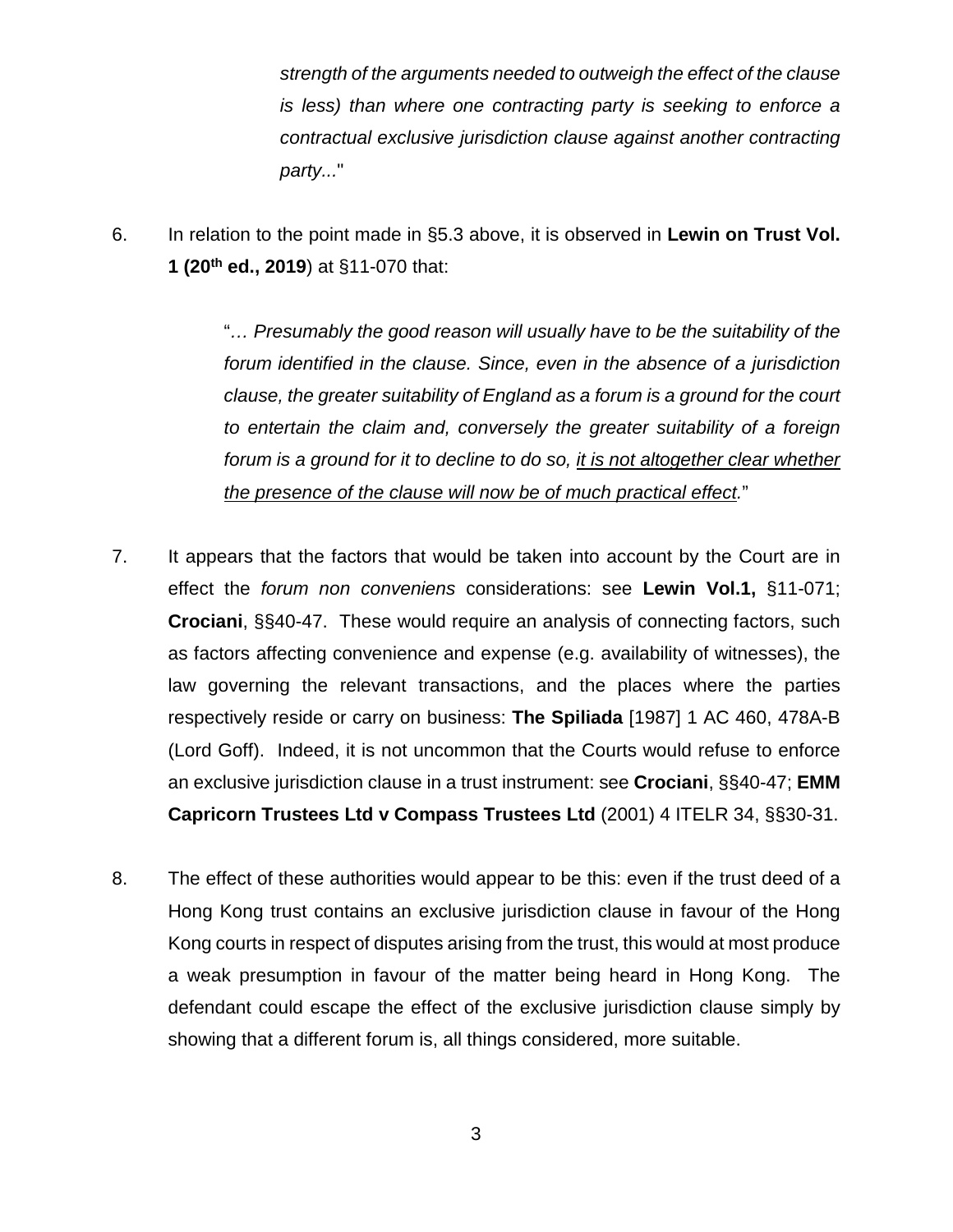> *strength of the arguments needed to outweigh the effect of the clause is less) than where one contracting party is seeking to enforce a contractual exclusive jurisdiction clause against another contracting party...*"

6. In relation to the point made in §5.3 above, it is observed in **Lewin on Trust Vol. 1 (20th ed., 2019**) at §11-070 that:

> "*… Presumably the good reason will usually have to be the suitability of the forum identified in the clause. Since, even in the absence of a jurisdiction clause, the greater suitability of England as a forum is a ground for the court to entertain the claim and, conversely the greater suitability of a foreign forum is a ground for it to decline to do so, <u>it is not altogether clear whether the presence of the clause will now be of much practical effect</u>.*"

7. It appears that the factors that would be taken into account by the Court are in effect the *forum non conveniens* considerations: see **Lewin Vol.1,** §11-071; **Crociani**, §§40-47. These would require an analysis of connecting factors, such as factors affecting convenience and expense (e.g. availability of witnesses), the law governing the relevant transactions, and the places where the parties respectively reside or carry on business: **The Spiliada** [1987] 1 AC 460, 478A-B (Lord Goff). Indeed, it is not uncommon that the Courts would refuse to enforce an exclusive jurisdiction clause in a trust instrument: see **Crociani**, §§40-47; **EMM Capricorn Trustees Ltd v Compass Trustees Ltd** (2001) 4 ITELR 34, §§30-31.

8. The effect of these authorities would appear to be this: even if the trust deed of a Hong Kong trust contains an exclusive jurisdiction clause in favour of the Hong Kong courts in respect of disputes arising from the trust, this would at most produce a weak presumption in favour of the matter being heard in Hong Kong. The defendant could escape the effect of the exclusive jurisdiction clause simply by showing that a different forum is, all things considered, more suitable.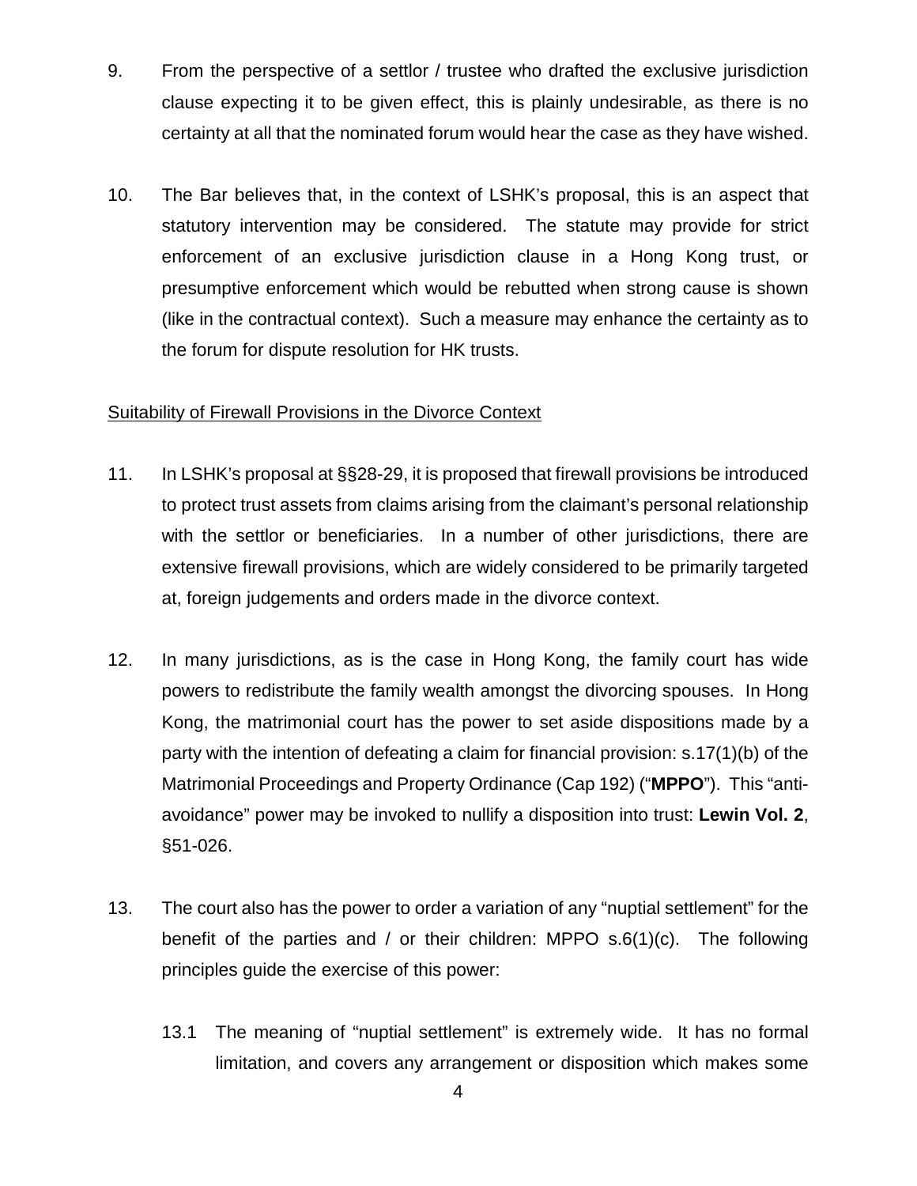9. From the perspective of a settlor / trustee who drafted the exclusive jurisdiction clause expecting it to be given effect, this is plainly undesirable, as there is no certainty at all that the nominated forum would hear the case as they have wished.

10. The Bar believes that, in the context of LSHK's proposal, this is an aspect that statutory intervention may be considered. The statute may provide for strict enforcement of an exclusive jurisdiction clause in a Hong Kong trust, or presumptive enforcement which would be rebutted when strong cause is shown (like in the contractual context). Such a measure may enhance the certainty as to the forum for dispute resolution for HK trusts.

<u>Suitability of Firewall Provisions in the Divorce Context</u>

11. In LSHK's proposal at §§28-29, it is proposed that firewall provisions be introduced to protect trust assets from claims arising from the claimant's personal relationship with the settlor or beneficiaries. In a number of other jurisdictions, there are extensive firewall provisions, which are widely considered to be primarily targeted at, foreign judgements and orders made in the divorce context.

12. In many jurisdictions, as is the case in Hong Kong, the family court has wide powers to redistribute the family wealth amongst the divorcing spouses. In Hong Kong, the matrimonial court has the power to set aside dispositions made by a party with the intention of defeating a claim for financial provision: s.17(1)(b) of the Matrimonial Proceedings and Property Ordinance (Cap 192) ("**MPPO**"). This "anti-avoidance" power may be invoked to nullify a disposition into trust: **Lewin Vol. 2**, §51-026.

13. The court also has the power to order a variation of any "nuptial settlement" for the benefit of the parties and / or their children: MPPO s.6(1)(c). The following principles guide the exercise of this power:

    13.1 The meaning of "nuptial settlement" is extremely wide. It has no formal limitation, and covers any arrangement or disposition which makes some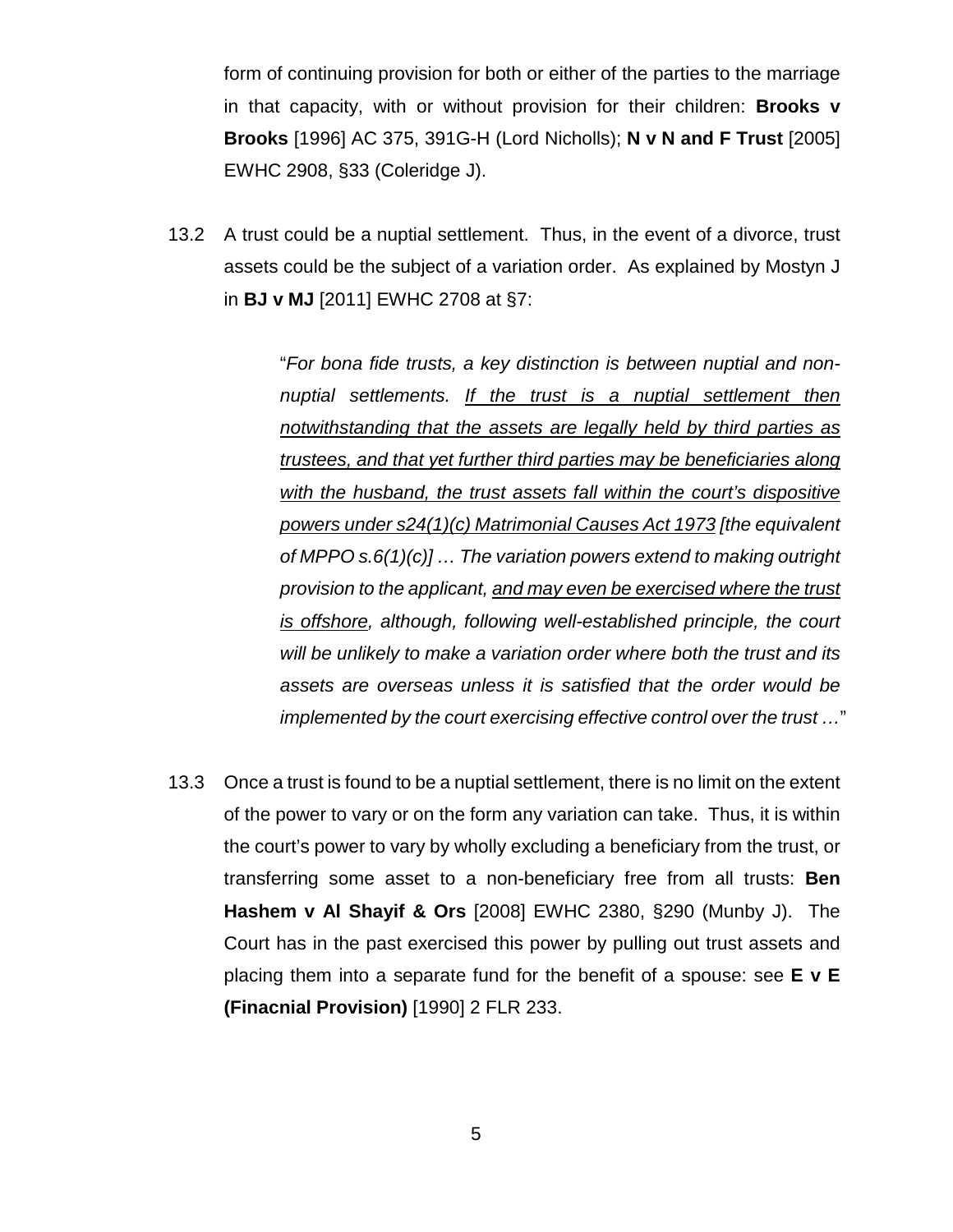form of continuing provision for both or either of the parties to the marriage in that capacity, with or without provision for their children: **Brooks v Brooks** [1996] AC 375, 391G-H (Lord Nicholls); **N v N and F Trust** [2005] EWHC 2908, §33 (Coleridge J).

13.2 A trust could be a nuptial settlement. Thus, in the event of a divorce, trust assets could be the subject of a variation order. As explained by Mostyn J in **BJ v MJ** [2011] EWHC 2708 at §7:

> "*For bona fide trusts, a key distinction is between nuptial and non-nuptial settlements. <u>If the trust is a nuptial settlement then notwithstanding that the assets are legally held by third parties as trustees, and that yet further third parties may be beneficiaries along with the husband, the trust assets fall within the court's dispositive powers under s24(1)(c) Matrimonial Causes Act 1973</u> [the equivalent of MPPO s.6(1)(c)] … The variation powers extend to making outright provision to the applicant, <u>and may even be exercised where the trust is offshore</u>, although, following well-established principle, the court will be unlikely to make a variation order where both the trust and its assets are overseas unless it is satisfied that the order would be implemented by the court exercising effective control over the trust …*"

13.3 Once a trust is found to be a nuptial settlement, there is no limit on the extent of the power to vary or on the form any variation can take. Thus, it is within the court's power to vary by wholly excluding a beneficiary from the trust, or transferring some asset to a non-beneficiary free from all trusts: **Ben Hashem v Al Shayif & Ors** [2008] EWHC 2380, §290 (Munby J). The Court has in the past exercised this power by pulling out trust assets and placing them into a separate fund for the benefit of a spouse: see **E v E (Finacnial Provision)** [1990] 2 FLR 233.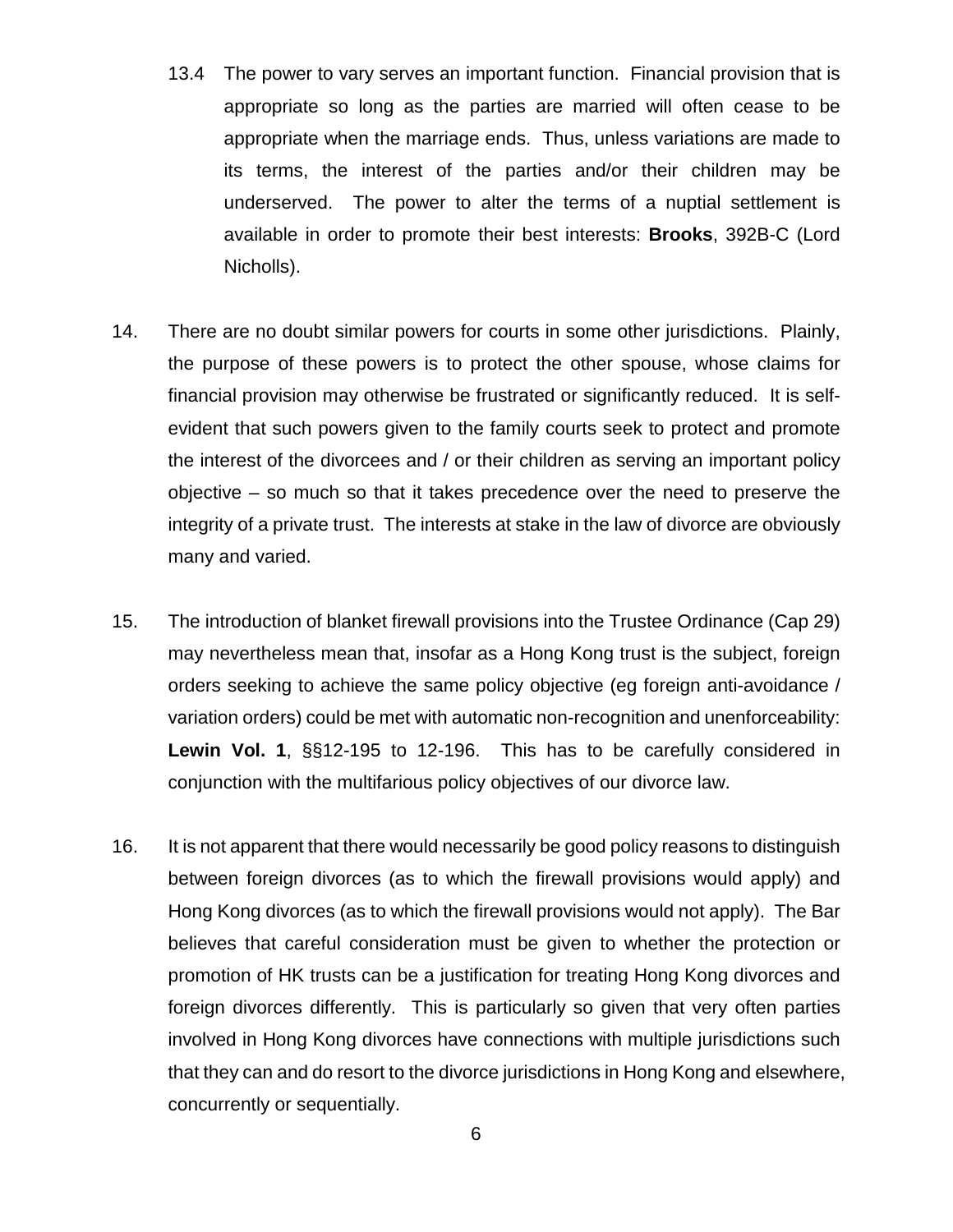13.4 The power to vary serves an important function. Financial provision that is appropriate so long as the parties are married will often cease to be appropriate when the marriage ends. Thus, unless variations are made to its terms, the interest of the parties and/or their children may be underserved. The power to alter the terms of a nuptial settlement is available in order to promote their best interests: **Brooks**, 392B-C (Lord Nicholls).

14. There are no doubt similar powers for courts in some other jurisdictions. Plainly, the purpose of these powers is to protect the other spouse, whose claims for financial provision may otherwise be frustrated or significantly reduced. It is self-evident that such powers given to the family courts seek to protect and promote the interest of the divorcees and / or their children as serving an important policy objective – so much so that it takes precedence over the need to preserve the integrity of a private trust. The interests at stake in the law of divorce are obviously many and varied.

15. The introduction of blanket firewall provisions into the Trustee Ordinance (Cap 29) may nevertheless mean that, insofar as a Hong Kong trust is the subject, foreign orders seeking to achieve the same policy objective (eg foreign anti-avoidance / variation orders) could be met with automatic non-recognition and unenforceability: **Lewin Vol. 1**, §§12-195 to 12-196. This has to be carefully considered in conjunction with the multifarious policy objectives of our divorce law.

16. It is not apparent that there would necessarily be good policy reasons to distinguish between foreign divorces (as to which the firewall provisions would apply) and Hong Kong divorces (as to which the firewall provisions would not apply). The Bar believes that careful consideration must be given to whether the protection or promotion of HK trusts can be a justification for treating Hong Kong divorces and foreign divorces differently. This is particularly so given that very often parties involved in Hong Kong divorces have connections with multiple jurisdictions such that they can and do resort to the divorce jurisdictions in Hong Kong and elsewhere, concurrently or sequentially.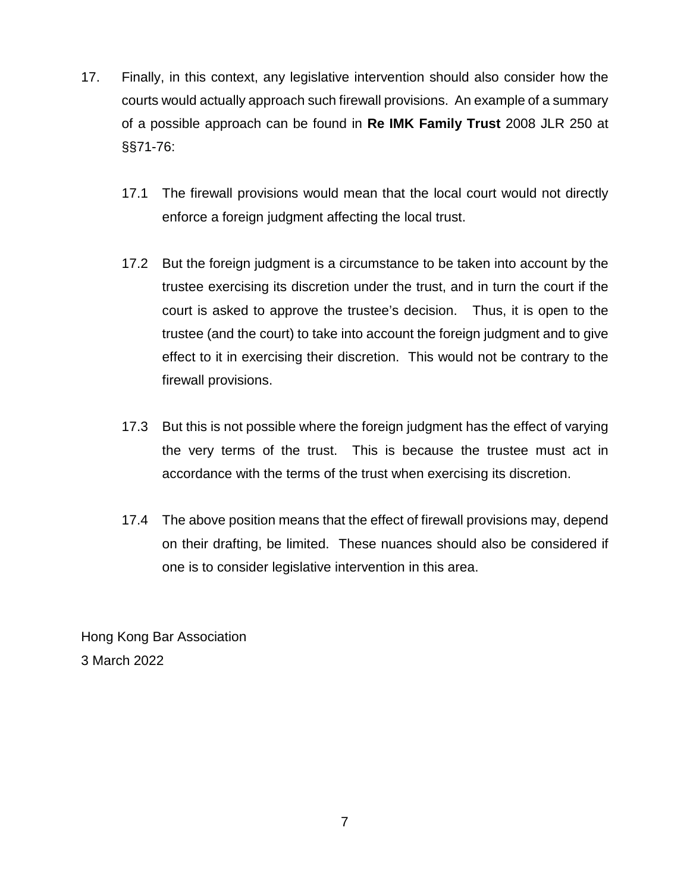17. Finally, in this context, any legislative intervention should also consider how the courts would actually approach such firewall provisions. An example of a summary of a possible approach can be found in **Re IMK Family Trust** 2008 JLR 250 at §§71-76:

    17.1 The firewall provisions would mean that the local court would not directly enforce a foreign judgment affecting the local trust.

    17.2 But the foreign judgment is a circumstance to be taken into account by the trustee exercising its discretion under the trust, and in turn the court if the court is asked to approve the trustee's decision. Thus, it is open to the trustee (and the court) to take into account the foreign judgment and to give effect to it in exercising their discretion. This would not be contrary to the firewall provisions.

    17.3 But this is not possible where the foreign judgment has the effect of varying the very terms of the trust. This is because the trustee must act in accordance with the terms of the trust when exercising its discretion.

    17.4 The above position means that the effect of firewall provisions may, depend on their drafting, be limited. These nuances should also be considered if one is to consider legislative intervention in this area.

Hong Kong Bar Association
3 March 2022